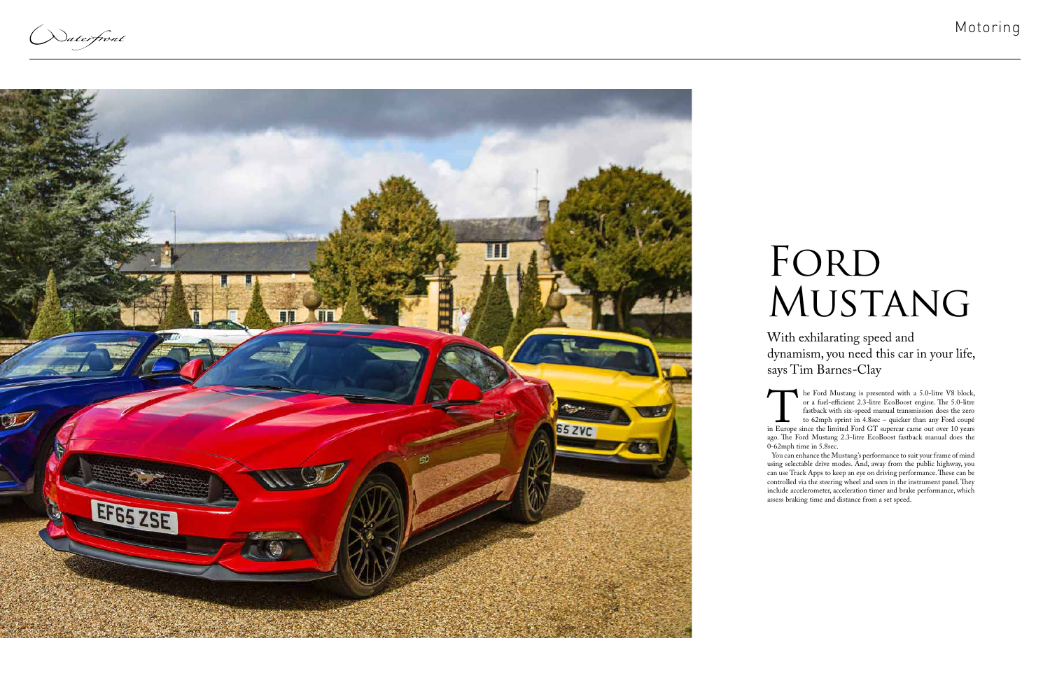# Ford Mustang

With exhilarating speed and dynamism, you need this car in your life, says Tim Barnes-Clay

The Ford Mustang is presented with a 5.0-litre V8 block, or a fuel-efficient 2.3-litre EcoBoost engine. The 5.0-litre fastback with six-speed manual transmission does the zero to 62mph sprint in 4.8sec – quicker than any Ford coupé in Europe since the limited Ford GT supercar came out over 10 years ago. The Ford Mustang 2.3-litre EcoBoost fastback manual does the 0-62mph time in 5.8sec.

You can enhance the Mustang's performance to suit your frame of mind using selectable drive modes. And, away from the public highway, you can use Track Apps to keep an eye on driving performance. These can be controlled via the steering wheel and seen in the instrument panel. They include accelerometer, acceleration timer and brake performance, which assess braking time and distance from a set speed.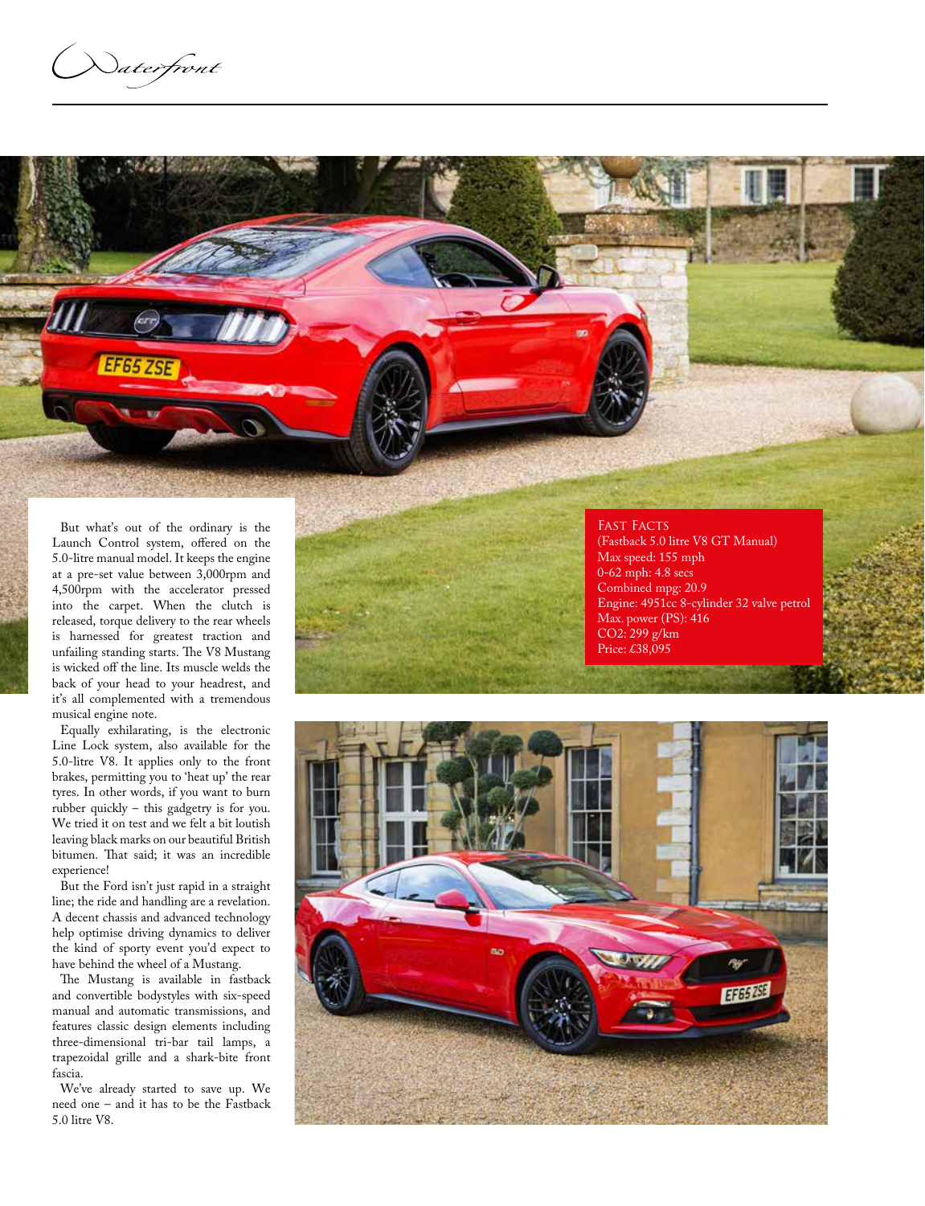But what's out of the ordinary is the Launch Control system, offered on the 5.0-litre manual model. It keeps the engine at a pre-set value between 3,000rpm and 4,500rpm with the accelerator pressed into the carpet. When the clutch is released, torque delivery to the rear wheels is harnessed for greatest traction and unfailing standing starts. The V8 Mustang is wicked off the line. Its muscle welds the back of your head to your headrest, and it's all complemented with a tremendous musical engine note.

Equally exhilarating, is the electronic Line Lock system, also available for the 5.0-litre V8. It applies only to the front brakes, permitting you to 'heat up' the rear tyres. In other words, if you want to burn rubber quickly – this gadgetry is for you. We tried it on test and we felt a bit loutish leaving black marks on our beautiful British bitumen. That said; it was an incredible experience!

But the Ford isn't just rapid in a straight line; the ride and handling are a revelation. A decent chassis and advanced technology help optimise driving dynamics to deliver the kind of sporty event you'd expect to have behind the wheel of a Mustang.

The Mustang is available in fastback and convertible bodystyles with six-speed manual and automatic transmissions, and features classic design elements including three-dimensional tri-bar tail lamps, a trapezoidal grille and a shark-bite front fascia.

We've already started to save up. We need one – and it has to be the Fastback 5.0 litre V8.

**Fast Facts**
(Fastback 5.0 litre V8 GT Manual)
Max speed: 155 mph
0-62 mph: 4.8 secs
Combined mpg: 20.9
Engine: 4951cc 8-cylinder 32 valve petrol
Max. power (PS): 416
$CO_2$: 299 g/km
Price: £38,095